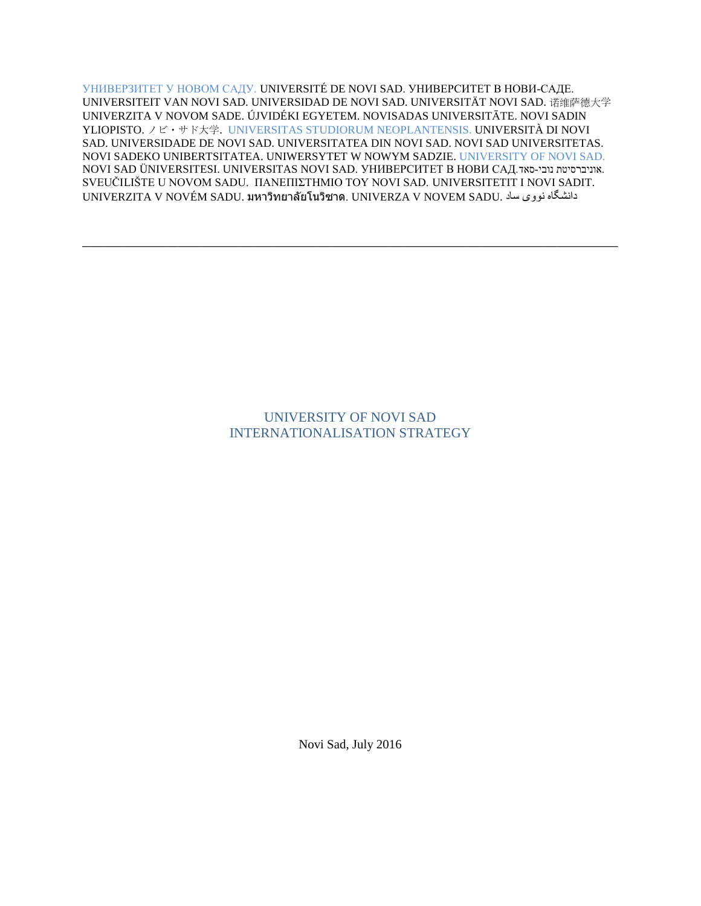УНИВЕРЗИТЕТ У НОВОМ САДУ. UNIVERSITÉ DE NOVI SAD. УНИВЕРСИТЕТ В НОВИ-САДЕ. UNIVERSITEIT VAN NOVI SAD. UNIVERSIDAD DE NOVI SAD. UNIVERSITÄT NOVI SAD. 诺维萨德大学 UNIVERZITA V NOVOM SADE. ÚJVIDÉKI EGYETEM. NOVISADAS UNIVERSITĀTE. NOVI SADIN YLIOPISTO. ノビ・サド大学. UNIVERSITAS STUDIORUM NEOPLANTENSIS. UNIVERSITÀ DI NOVI SAD. UNIVERSIDADE DE NOVI SAD. UNIVERSITATEA DIN NOVI SAD. NOVI SAD UNIVERSITETAS. NOVI SADEKO UNIBERTSITATEA. UNIWERSYTET W NOWYM SADZIE. UNIVERSITY OF NOVI SAD. NOVI SAD ÜNIVERSITESI. UNIVERSITAS NOVI SAD. УНИВЕРСИТЕТ В НОВИ САД.אוניברסיטת נובי-סאד. SVEUČILIŠTE U NOVOM SADU. ΠΑΝΕΠΙΣΤΗΜΙΟ ΤΟΥ NOVI SAD. UNIVERSITETIT I NOVI SADIT. UNIVERZITA V NOVÉM SADU. มหาวิทยาลัยโนวิซาด. UNIVERZA V NOVEM SADU. دانشگاه نووی ساد

---

# UNIVERSITY OF NOVI SAD
# INTERNATIONALISATION STRATEGY

Novi Sad, July 2016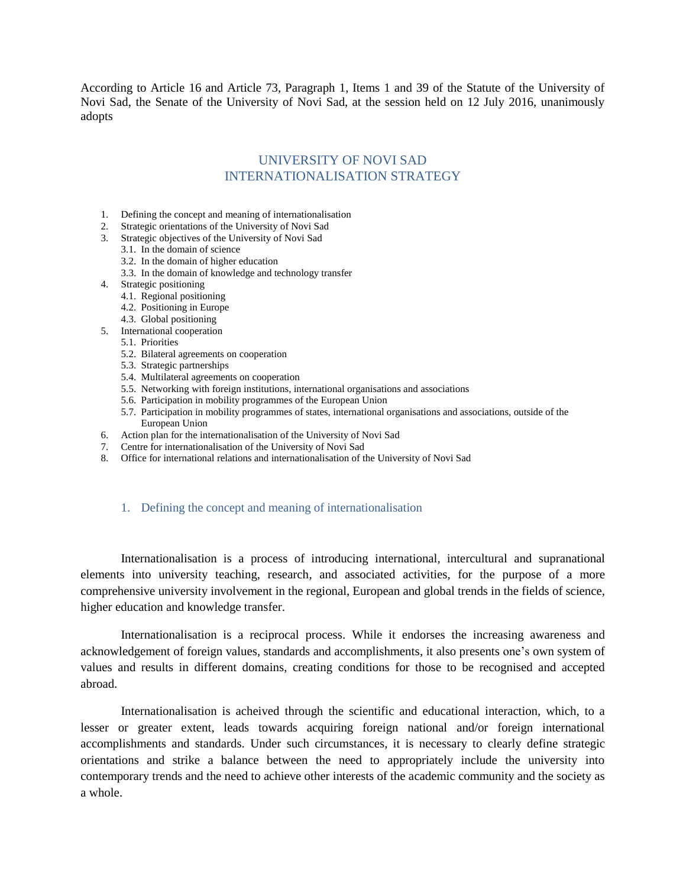According to Article 16 and Article 73, Paragraph 1, Items 1 and 39 of the Statute of the University of Novi Sad, the Senate of the University of Novi Sad, at the session held on 12 July 2016, unanimously adopts

# UNIVERSITY OF NOVI SAD
# INTERNATIONALISATION STRATEGY

1. Defining the concept and meaning of internationalisation
2. Strategic orientations of the University of Novi Sad
3. Strategic objectives of the University of Novi Sad
   - 3.1. In the domain of science
   - 3.2. In the domain of higher education
   - 3.3. In the domain of knowledge and technology transfer
4. Strategic positioning
   - 4.1. Regional positioning
   - 4.2. Positioning in Europe
   - 4.3. Global positioning
5. International cooperation
   - 5.1. Priorities
   - 5.2. Bilateral agreements on cooperation
   - 5.3. Strategic partnerships
   - 5.4. Multilateral agreements on cooperation
   - 5.5. Networking with foreign institutions, international organisations and associations
   - 5.6. Participation in mobility programmes of the European Union
   - 5.7. Participation in mobility programmes of states, international organisations and associations, outside of the European Union
6. Action plan for the internationalisation of the University of Novi Sad
7. Centre for internationalisation of the University of Novi Sad
8. Office for international relations and internationalisation of the University of Novi Sad

## 1. Defining the concept and meaning of internationalisation

Internationalisation is a process of introducing international, intercultural and supranational elements into university teaching, research, and associated activities, for the purpose of a more comprehensive university involvement in the regional, European and global trends in the fields of science, higher education and knowledge transfer.

Internationalisation is a reciprocal process. While it endorses the increasing awareness and acknowledgement of foreign values, standards and accomplishments, it also presents one's own system of values and results in different domains, creating conditions for those to be recognised and accepted abroad.

Internationalisation is acheived through the scientific and educational interaction, which, to a lesser or greater extent, leads towards acquiring foreign national and/or foreign international accomplishments and standards. Under such circumstances, it is necessary to clearly define strategic orientations and strike a balance between the need to appropriately include the university into contemporary trends and the need to achieve other interests of the academic community and the society as a whole.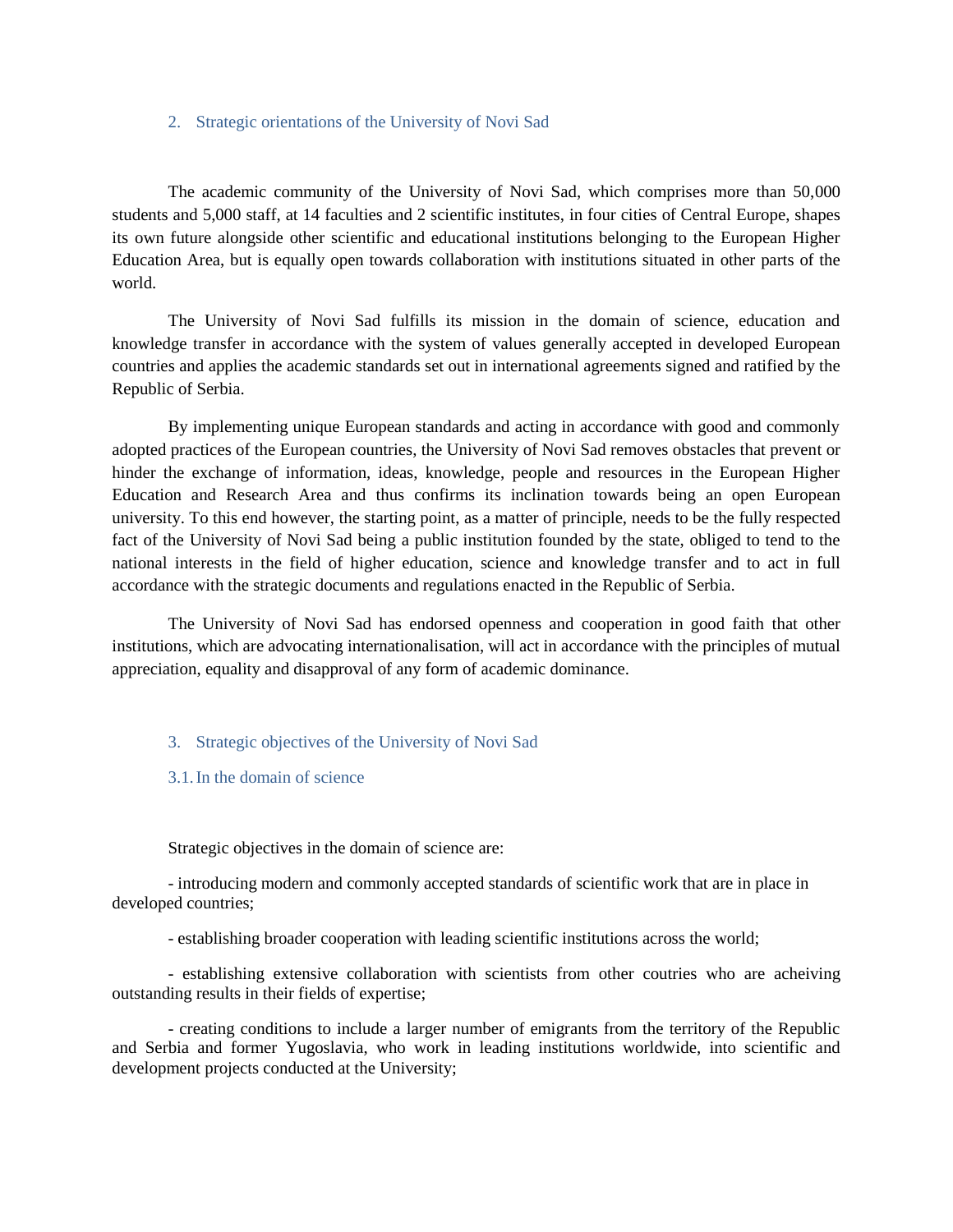## 2. Strategic orientations of the University of Novi Sad

The academic community of the University of Novi Sad, which comprises more than 50,000 students and 5,000 staff, at 14 faculties and 2 scientific institutes, in four cities of Central Europe, shapes its own future alongside other scientific and educational institutions belonging to the European Higher Education Area, but is equally open towards collaboration with institutions situated in other parts of the world.

The University of Novi Sad fulfills its mission in the domain of science, education and knowledge transfer in accordance with the system of values generally accepted in developed European countries and applies the academic standards set out in international agreements signed and ratified by the Republic of Serbia.

By implementing unique European standards and acting in accordance with good and commonly adopted practices of the European countries, the University of Novi Sad removes obstacles that prevent or hinder the exchange of information, ideas, knowledge, people and resources in the European Higher Education and Research Area and thus confirms its inclination towards being an open European university. To this end however, the starting point, as a matter of principle, needs to be the fully respected fact of the University of Novi Sad being a public institution founded by the state, obliged to tend to the national interests in the field of higher education, science and knowledge transfer and to act in full accordance with the strategic documents and regulations enacted in the Republic of Serbia.

The University of Novi Sad has endorsed openness and cooperation in good faith that other institutions, which are advocating internationalisation, will act in accordance with the principles of mutual appreciation, equality and disapproval of any form of academic dominance.

## 3. Strategic objectives of the University of Novi Sad

### 3.1. In the domain of science

Strategic objectives in the domain of science are:

- introducing modern and commonly accepted standards of scientific work that are in place in developed countries;

- establishing broader cooperation with leading scientific institutions across the world;

- establishing extensive collaboration with scientists from other coutries who are acheiving outstanding results in their fields of expertise;

- creating conditions to include a larger number of emigrants from the territory of the Republic and Serbia and former Yugoslavia, who work in leading institutions worldwide, into scientific and development projects conducted at the University;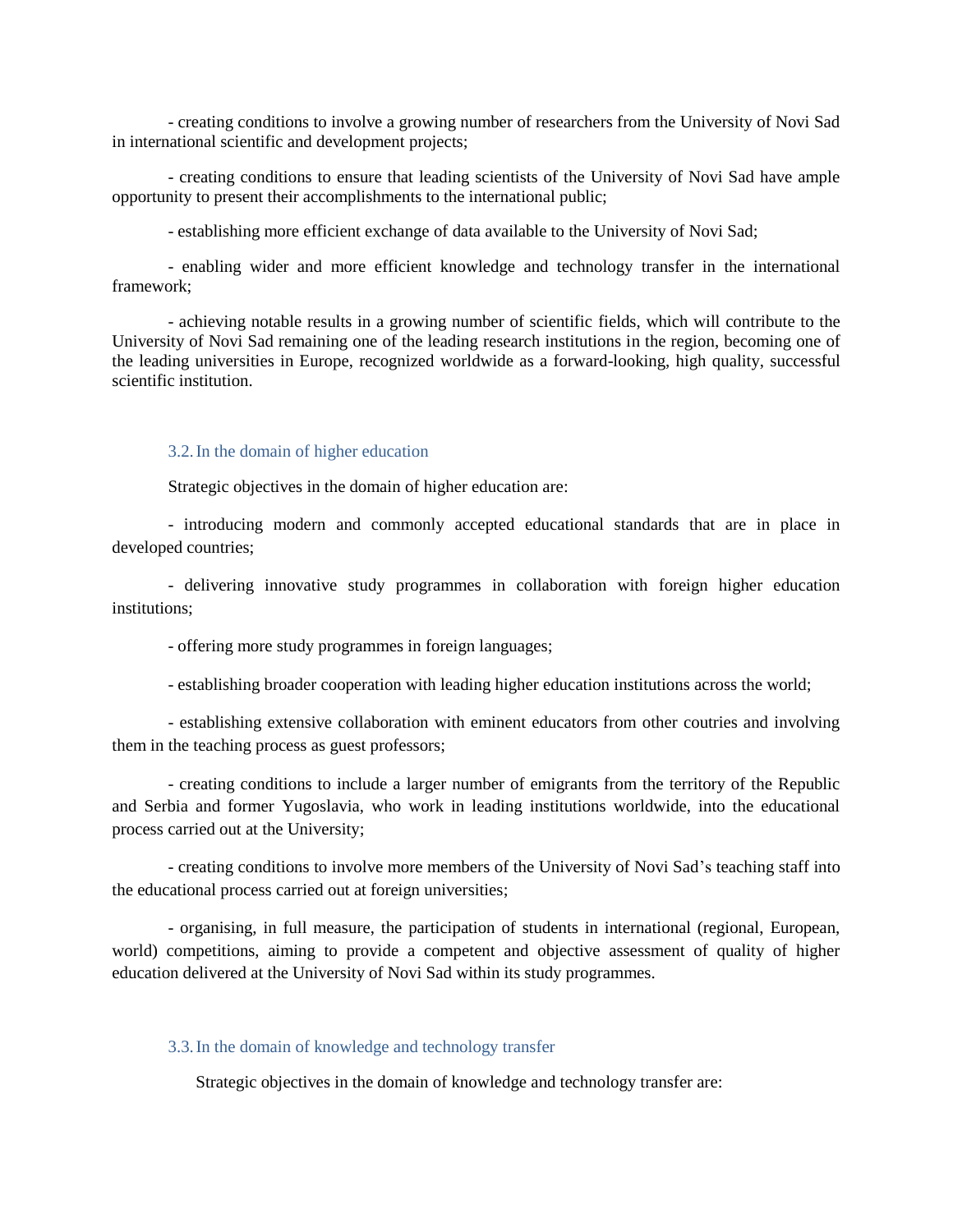- creating conditions to involve a growing number of researchers from the University of Novi Sad in international scientific and development projects;

- creating conditions to ensure that leading scientists of the University of Novi Sad have ample opportunity to present their accomplishments to the international public;

- establishing more efficient exchange of data available to the University of Novi Sad;

- enabling wider and more efficient knowledge and technology transfer in the international framework;

- achieving notable results in a growing number of scientific fields, which will contribute to the University of Novi Sad remaining one of the leading research institutions in the region, becoming one of the leading universities in Europe, recognized worldwide as a forward-looking, high quality, successful scientific institution.

### 3.2. In the domain of higher education

Strategic objectives in the domain of higher education are:

- introducing modern and commonly accepted educational standards that are in place in developed countries;

- delivering innovative study programmes in collaboration with foreign higher education institutions;

- offering more study programmes in foreign languages;

- establishing broader cooperation with leading higher education institutions across the world;

- establishing extensive collaboration with eminent educators from other coutries and involving them in the teaching process as guest professors;

- creating conditions to include a larger number of emigrants from the territory of the Republic and Serbia and former Yugoslavia, who work in leading institutions worldwide, into the educational process carried out at the University;

- creating conditions to involve more members of the University of Novi Sad's teaching staff into the educational process carried out at foreign universities;

- organising, in full measure, the participation of students in international (regional, European, world) competitions, aiming to provide a competent and objective assessment of quality of higher education delivered at the University of Novi Sad within its study programmes.

### 3.3. In the domain of knowledge and technology transfer

Strategic objectives in the domain of knowledge and technology transfer are: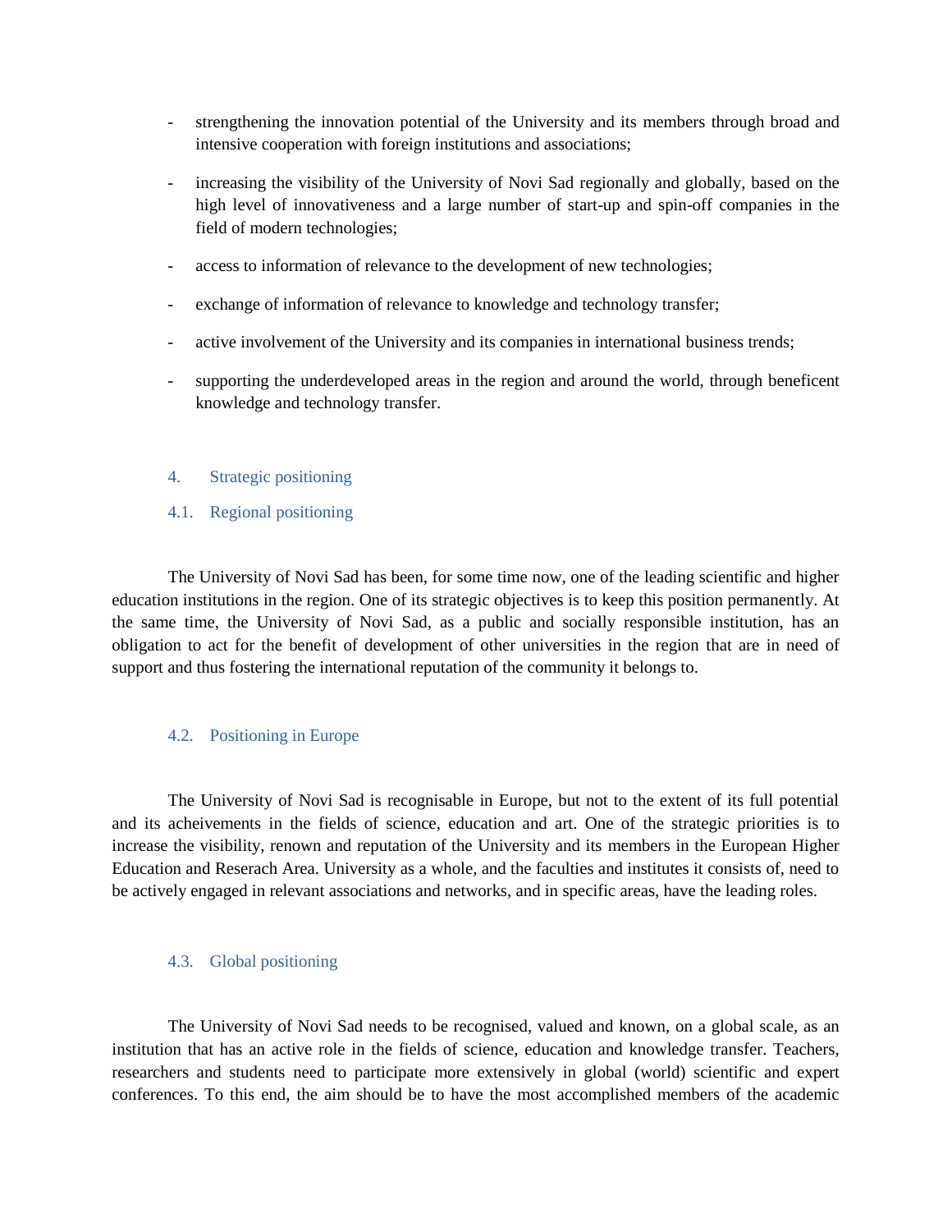- strengthening the innovation potential of the University and its members through broad and intensive cooperation with foreign institutions and associations;
- increasing the visibility of the University of Novi Sad regionally and globally, based on the high level of innovativeness and a large number of start-up and spin-off companies in the field of modern technologies;
- access to information of relevance to the development of new technologies;
- exchange of information of relevance to knowledge and technology transfer;
- active involvement of the University and its companies in international business trends;
- supporting the underdeveloped areas in the region and around the world, through beneficent knowledge and technology transfer.

## 4. Strategic positioning

### 4.1. Regional positioning

The University of Novi Sad has been, for some time now, one of the leading scientific and higher education institutions in the region. One of its strategic objectives is to keep this position permanently. At the same time, the University of Novi Sad, as a public and socially responsible institution, has an obligation to act for the benefit of development of other universities in the region that are in need of support and thus fostering the international reputation of the community it belongs to.

### 4.2. Positioning in Europe

The University of Novi Sad is recognisable in Europe, but not to the extent of its full potential and its acheivements in the fields of science, education and art. One of the strategic priorities is to increase the visibility, renown and reputation of the University and its members in the European Higher Education and Reserach Area. University as a whole, and the faculties and institutes it consists of, need to be actively engaged in relevant associations and networks, and in specific areas, have the leading roles.

### 4.3. Global positioning

The University of Novi Sad needs to be recognised, valued and known, on a global scale, as an institution that has an active role in the fields of science, education and knowledge transfer. Teachers, researchers and students need to participate more extensively in global (world) scientific and expert conferences. To this end, the aim should be to have the most accomplished members of the academic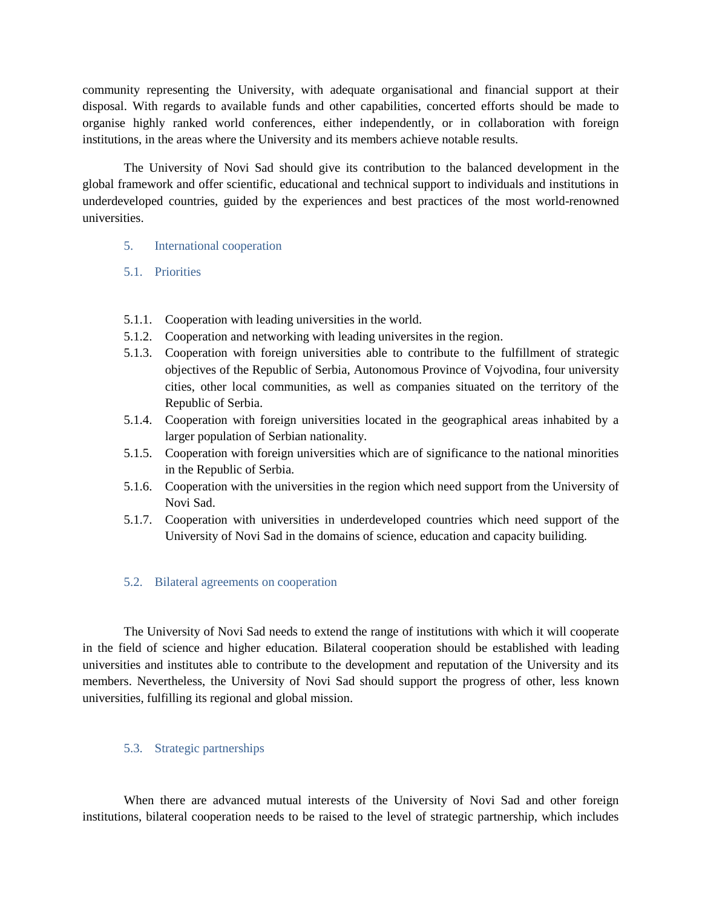community representing the University, with adequate organisational and financial support at their disposal. With regards to available funds and other capabilities, concerted efforts should be made to organise highly ranked world conferences, either independently, or in collaboration with foreign institutions, in the areas where the University and its members achieve notable results.

The University of Novi Sad should give its contribution to the balanced development in the global framework and offer scientific, educational and technical support to individuals and institutions in underdeveloped countries, guided by the experiences and best practices of the most world-renowned universities.

## 5. International cooperation

### 5.1. Priorities

5.1.1. Cooperation with leading universities in the world.

5.1.2. Cooperation and networking with leading universites in the region.

5.1.3. Cooperation with foreign universities able to contribute to the fulfillment of strategic objectives of the Republic of Serbia, Autonomous Province of Vojvodina, four university cities, other local communities, as well as companies situated on the territory of the Republic of Serbia.

5.1.4. Cooperation with foreign universities located in the geographical areas inhabited by a larger population of Serbian nationality.

5.1.5. Cooperation with foreign universities which are of significance to the national minorities in the Republic of Serbia.

5.1.6. Cooperation with the universities in the region which need support from the University of Novi Sad.

5.1.7. Cooperation with universities in underdeveloped countries which need support of the University of Novi Sad in the domains of science, education and capacity builiding.

### 5.2. Bilateral agreements on cooperation

The University of Novi Sad needs to extend the range of institutions with which it will cooperate in the field of science and higher education. Bilateral cooperation should be established with leading universities and institutes able to contribute to the development and reputation of the University and its members. Nevertheless, the University of Novi Sad should support the progress of other, less known universities, fulfilling its regional and global mission.

### 5.3. Strategic partnerships

When there are advanced mutual interests of the University of Novi Sad and other foreign institutions, bilateral cooperation needs to be raised to the level of strategic partnership, which includes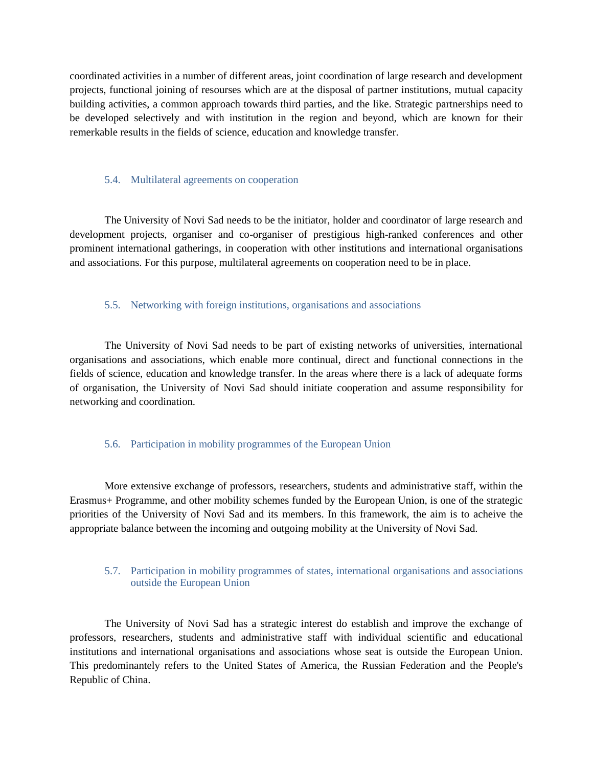coordinated activities in a number of different areas, joint coordination of large research and development projects, functional joining of resourses which are at the disposal of partner institutions, mutual capacity building activities, a common approach towards third parties, and the like. Strategic partnerships need to be developed selectively and with institution in the region and beyond, which are known for their remerkable results in the fields of science, education and knowledge transfer.

### 5.4. Multilateral agreements on cooperation

The University of Novi Sad needs to be the initiator, holder and coordinator of large research and development projects, organiser and co-organiser of prestigious high-ranked conferences and other prominent international gatherings, in cooperation with other institutions and international organisations and associations. For this purpose, multilateral agreements on cooperation need to be in place.

### 5.5. Networking with foreign institutions, organisations and associations

The University of Novi Sad needs to be part of existing networks of universities, international organisations and associations, which enable more continual, direct and functional connections in the fields of science, education and knowledge transfer. In the areas where there is a lack of adequate forms of organisation, the University of Novi Sad should initiate cooperation and assume responsibility for networking and coordination.

### 5.6. Participation in mobility programmes of the European Union

More extensive exchange of professors, researchers, students and administrative staff, within the Erasmus+ Programme, and other mobility schemes funded by the European Union, is one of the strategic priorities of the University of Novi Sad and its members. In this framework, the aim is to acheive the appropriate balance between the incoming and outgoing mobility at the University of Novi Sad.

### 5.7. Participation in mobility programmes of states, international organisations and associations outside the European Union

The University of Novi Sad has a strategic interest do establish and improve the exchange of professors, researchers, students and administrative staff with individual scientific and educational institutions and international organisations and associations whose seat is outside the European Union. This predominantely refers to the United States of America, the Russian Federation and the People's Republic of China.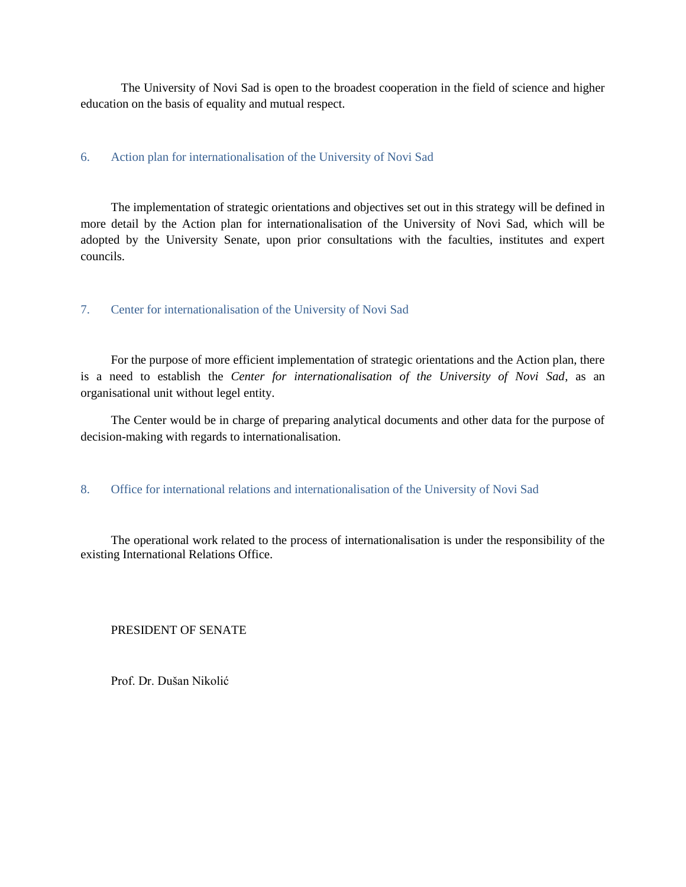The University of Novi Sad is open to the broadest cooperation in the field of science and higher education on the basis of equality and mutual respect.

## 6. Action plan for internationalisation of the University of Novi Sad

The implementation of strategic orientations and objectives set out in this strategy will be defined in more detail by the Action plan for internationalisation of the University of Novi Sad, which will be adopted by the University Senate, upon prior consultations with the faculties, institutes and expert councils.

## 7. Center for internationalisation of the University of Novi Sad

For the purpose of more efficient implementation of strategic orientations and the Action plan, there is a need to establish the *Center for internationalisation of the University of Novi Sad*, as an organisational unit without legel entity.

The Center would be in charge of preparing analytical documents and other data for the purpose of decision-making with regards to internationalisation.

## 8. Office for international relations and internationalisation of the University of Novi Sad

The operational work related to the process of internationalisation is under the responsibility of the existing International Relations Office.

PRESIDENT OF SENATE

Prof. Dr. Dušan Nikolić